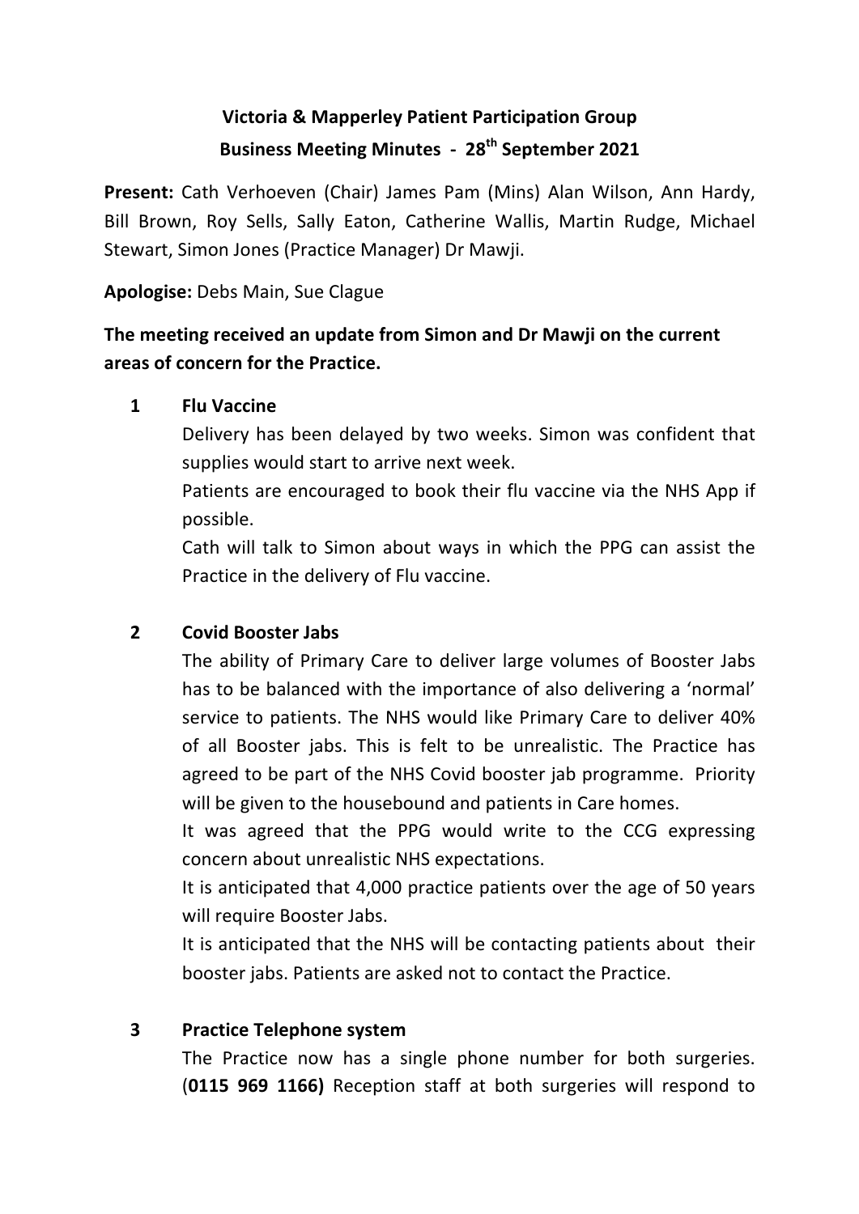# Victoria & Mapperley Patient Participation Group
## Business Meeting Minutes - 28th September 2021

**Present:** Cath Verhoeven (Chair) James Pam (Mins) Alan Wilson, Ann Hardy, Bill Brown, Roy Sells, Sally Eaton, Catherine Wallis, Martin Rudge, Michael Stewart, Simon Jones (Practice Manager) Dr Mawji.

**Apologise:** Debs Main, Sue Clague

**The meeting received an update from Simon and Dr Mawji on the current areas of concern for the Practice.**

**1 Flu Vaccine**

Delivery has been delayed by two weeks. Simon was confident that supplies would start to arrive next week.

Patients are encouraged to book their flu vaccine via the NHS App if possible.

Cath will talk to Simon about ways in which the PPG can assist the Practice in the delivery of Flu vaccine.

**2 Covid Booster Jabs**

The ability of Primary Care to deliver large volumes of Booster Jabs has to be balanced with the importance of also delivering a 'normal' service to patients. The NHS would like Primary Care to deliver 40% of all Booster jabs. This is felt to be unrealistic. The Practice has agreed to be part of the NHS Covid booster jab programme. Priority will be given to the housebound and patients in Care homes.

It was agreed that the PPG would write to the CCG expressing concern about unrealistic NHS expectations.

It is anticipated that 4,000 practice patients over the age of 50 years will require Booster Jabs.

It is anticipated that the NHS will be contacting patients about their booster jabs. Patients are asked not to contact the Practice.

**3 Practice Telephone system**

The Practice now has a single phone number for both surgeries. (**0115 969 1166**) Reception staff at both surgeries will respond to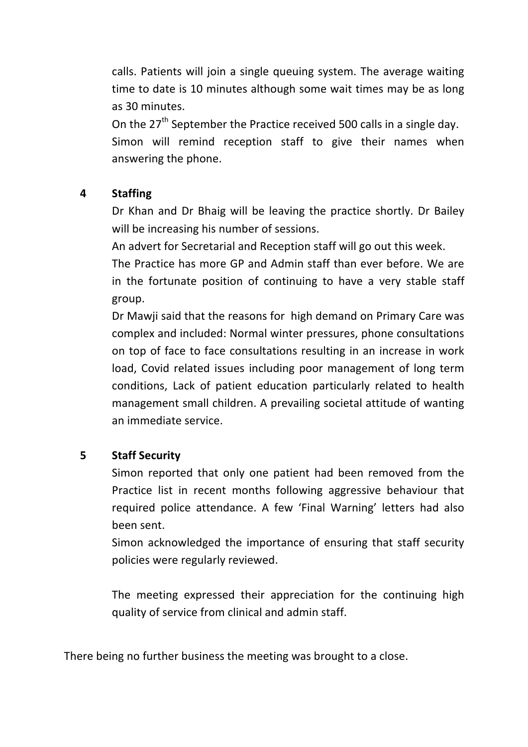calls. Patients will join a single queuing system. The average waiting time to date is 10 minutes although some wait times may be as long as 30 minutes.

On the 27th September the Practice received 500 calls in a single day.

Simon will remind reception staff to give their names when answering the phone.

**4 Staffing**

Dr Khan and Dr Bhaig will be leaving the practice shortly. Dr Bailey will be increasing his number of sessions.

An advert for Secretarial and Reception staff will go out this week.

The Practice has more GP and Admin staff than ever before. We are in the fortunate position of continuing to have a very stable staff group.

Dr Mawji said that the reasons for high demand on Primary Care was complex and included: Normal winter pressures, phone consultations on top of face to face consultations resulting in an increase in work load, Covid related issues including poor management of long term conditions, Lack of patient education particularly related to health management small children. A prevailing societal attitude of wanting an immediate service.

**5 Staff Security**

Simon reported that only one patient had been removed from the Practice list in recent months following aggressive behaviour that required police attendance. A few 'Final Warning' letters had also been sent.

Simon acknowledged the importance of ensuring that staff security policies were regularly reviewed.

The meeting expressed their appreciation for the continuing high quality of service from clinical and admin staff.

There being no further business the meeting was brought to a close.